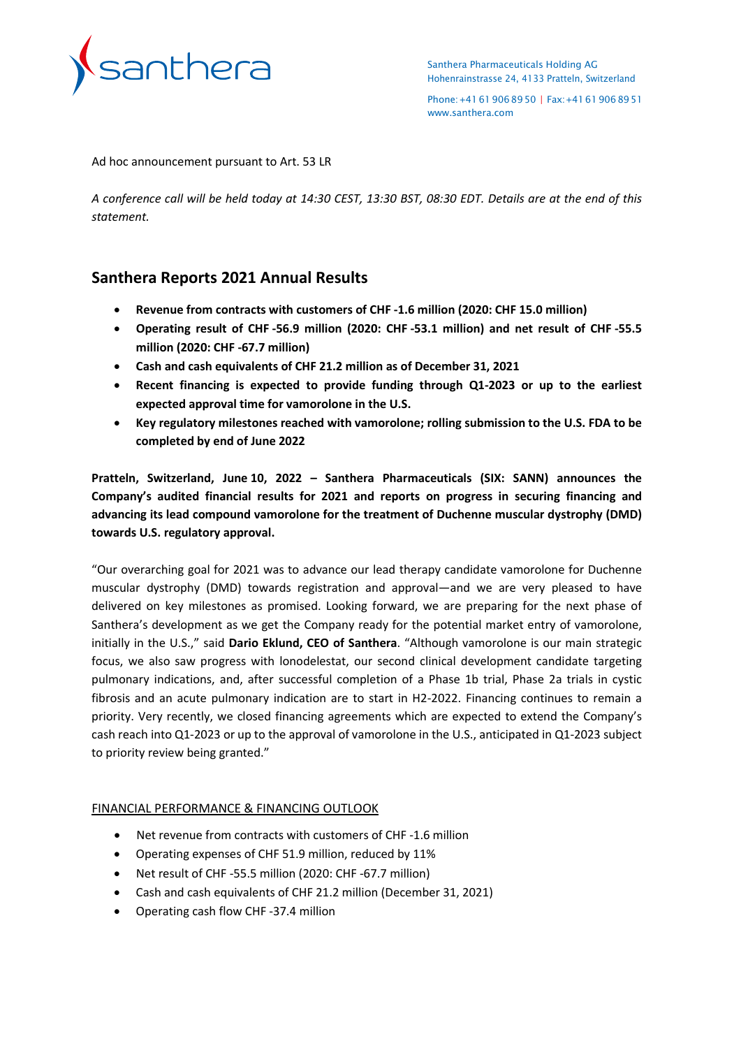Santhera Pharmaceuticals Holding AG
Hohenrainstrasse 24, 4133 Pratteln, Switzerland

Phone: +41 61 906 89 50 | Fax: +41 61 906 89 51
www.santhera.com

Ad hoc announcement pursuant to Art. 53 LR

*A conference call will be held today at 14:30 CEST, 13:30 BST, 08:30 EDT. Details are at the end of this statement.*

## Santhera Reports 2021 Annual Results

- **Revenue from contracts with customers of CHF -1.6 million (2020: CHF 15.0 million)**
- **Operating result of CHF -56.9 million (2020: CHF -53.1 million) and net result of CHF -55.5 million (2020: CHF -67.7 million)**
- **Cash and cash equivalents of CHF 21.2 million as of December 31, 2021**
- **Recent financing is expected to provide funding through Q1-2023 or up to the earliest expected approval time for vamorolone in the U.S.**
- **Key regulatory milestones reached with vamorolone; rolling submission to the U.S. FDA to be completed by end of June 2022**

**Pratteln, Switzerland, June 10, 2022 – Santhera Pharmaceuticals (SIX: SANN) announces the Company's audited financial results for 2021 and reports on progress in securing financing and advancing its lead compound vamorolone for the treatment of Duchenne muscular dystrophy (DMD) towards U.S. regulatory approval.**

"Our overarching goal for 2021 was to advance our lead therapy candidate vamorolone for Duchenne muscular dystrophy (DMD) towards registration and approval—and we are very pleased to have delivered on key milestones as promised. Looking forward, we are preparing for the next phase of Santhera's development as we get the Company ready for the potential market entry of vamorolone, initially in the U.S.," said **Dario Eklund, CEO of Santhera**. "Although vamorolone is our main strategic focus, we also saw progress with lonodelestat, our second clinical development candidate targeting pulmonary indications, and, after successful completion of a Phase 1b trial, Phase 2a trials in cystic fibrosis and an acute pulmonary indication are to start in H2-2022. Financing continues to remain a priority. Very recently, we closed financing agreements which are expected to extend the Company's cash reach into Q1-2023 or up to the approval of vamorolone in the U.S., anticipated in Q1-2023 subject to priority review being granted."

### FINANCIAL PERFORMANCE & FINANCING OUTLOOK

- Net revenue from contracts with customers of CHF -1.6 million
- Operating expenses of CHF 51.9 million, reduced by 11%
- Net result of CHF -55.5 million (2020: CHF -67.7 million)
- Cash and cash equivalents of CHF 21.2 million (December 31, 2021)
- Operating cash flow CHF -37.4 million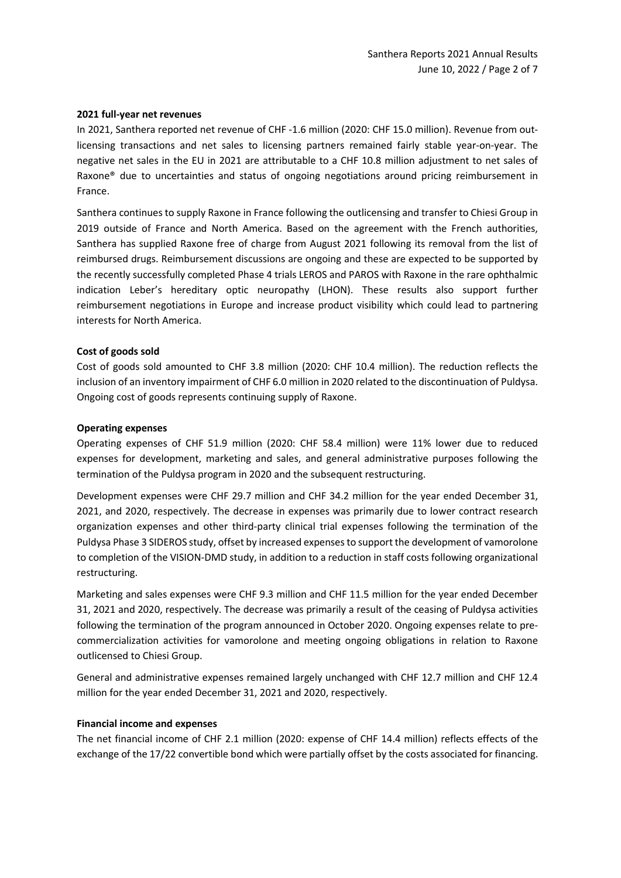**2021 full-year net revenues**

In 2021, Santhera reported net revenue of CHF -1.6 million (2020: CHF 15.0 million). Revenue from out-licensing transactions and net sales to licensing partners remained fairly stable year-on-year. The negative net sales in the EU in 2021 are attributable to a CHF 10.8 million adjustment to net sales of Raxone® due to uncertainties and status of ongoing negotiations around pricing reimbursement in France.

Santhera continues to supply Raxone in France following the outlicensing and transfer to Chiesi Group in 2019 outside of France and North America. Based on the agreement with the French authorities, Santhera has supplied Raxone free of charge from August 2021 following its removal from the list of reimbursed drugs. Reimbursement discussions are ongoing and these are expected to be supported by the recently successfully completed Phase 4 trials LEROS and PAROS with Raxone in the rare ophthalmic indication Leber's hereditary optic neuropathy (LHON). These results also support further reimbursement negotiations in Europe and increase product visibility which could lead to partnering interests for North America.

**Cost of goods sold**

Cost of goods sold amounted to CHF 3.8 million (2020: CHF 10.4 million). The reduction reflects the inclusion of an inventory impairment of CHF 6.0 million in 2020 related to the discontinuation of Puldysa. Ongoing cost of goods represents continuing supply of Raxone.

**Operating expenses**

Operating expenses of CHF 51.9 million (2020: CHF 58.4 million) were 11% lower due to reduced expenses for development, marketing and sales, and general administrative purposes following the termination of the Puldysa program in 2020 and the subsequent restructuring.

Development expenses were CHF 29.7 million and CHF 34.2 million for the year ended December 31, 2021, and 2020, respectively. The decrease in expenses was primarily due to lower contract research organization expenses and other third-party clinical trial expenses following the termination of the Puldysa Phase 3 SIDEROS study, offset by increased expenses to support the development of vamorolone to completion of the VISION-DMD study, in addition to a reduction in staff costs following organizational restructuring.

Marketing and sales expenses were CHF 9.3 million and CHF 11.5 million for the year ended December 31, 2021 and 2020, respectively. The decrease was primarily a result of the ceasing of Puldysa activities following the termination of the program announced in October 2020. Ongoing expenses relate to pre-commercialization activities for vamorolone and meeting ongoing obligations in relation to Raxone outlicensed to Chiesi Group.

General and administrative expenses remained largely unchanged with CHF 12.7 million and CHF 12.4 million for the year ended December 31, 2021 and 2020, respectively.

**Financial income and expenses**

The net financial income of CHF 2.1 million (2020: expense of CHF 14.4 million) reflects effects of the exchange of the 17/22 convertible bond which were partially offset by the costs associated for financing.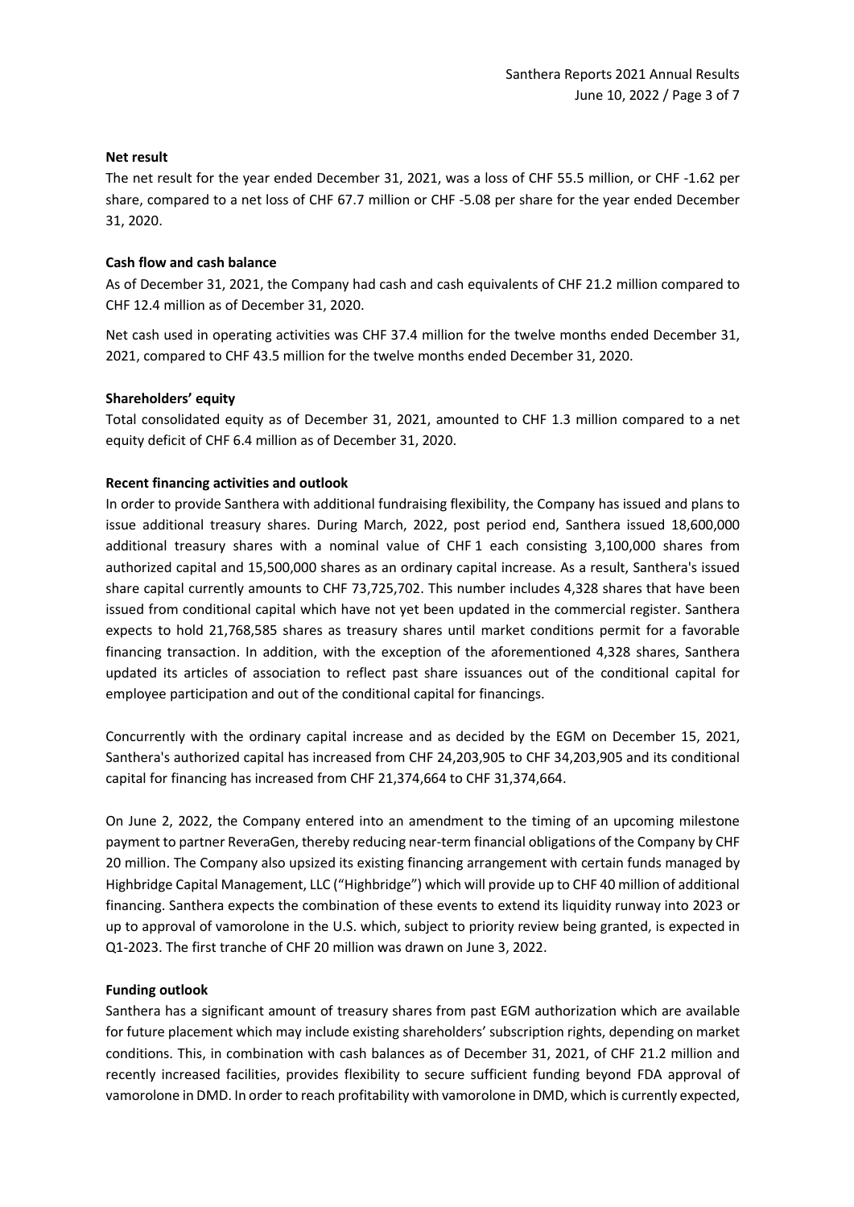**Net result**

The net result for the year ended December 31, 2021, was a loss of CHF 55.5 million, or CHF -1.62 per share, compared to a net loss of CHF 67.7 million or CHF -5.08 per share for the year ended December 31, 2020.

**Cash flow and cash balance**

As of December 31, 2021, the Company had cash and cash equivalents of CHF 21.2 million compared to CHF 12.4 million as of December 31, 2020.

Net cash used in operating activities was CHF 37.4 million for the twelve months ended December 31, 2021, compared to CHF 43.5 million for the twelve months ended December 31, 2020.

**Shareholders' equity**

Total consolidated equity as of December 31, 2021, amounted to CHF 1.3 million compared to a net equity deficit of CHF 6.4 million as of December 31, 2020.

**Recent financing activities and outlook**

In order to provide Santhera with additional fundraising flexibility, the Company has issued and plans to issue additional treasury shares. During March, 2022, post period end, Santhera issued 18,600,000 additional treasury shares with a nominal value of CHF 1 each consisting 3,100,000 shares from authorized capital and 15,500,000 shares as an ordinary capital increase. As a result, Santhera's issued share capital currently amounts to CHF 73,725,702. This number includes 4,328 shares that have been issued from conditional capital which have not yet been updated in the commercial register. Santhera expects to hold 21,768,585 shares as treasury shares until market conditions permit for a favorable financing transaction. In addition, with the exception of the aforementioned 4,328 shares, Santhera updated its articles of association to reflect past share issuances out of the conditional capital for employee participation and out of the conditional capital for financings.

Concurrently with the ordinary capital increase and as decided by the EGM on December 15, 2021, Santhera's authorized capital has increased from CHF 24,203,905 to CHF 34,203,905 and its conditional capital for financing has increased from CHF 21,374,664 to CHF 31,374,664.

On June 2, 2022, the Company entered into an amendment to the timing of an upcoming milestone payment to partner ReveraGen, thereby reducing near-term financial obligations of the Company by CHF 20 million. The Company also upsized its existing financing arrangement with certain funds managed by Highbridge Capital Management, LLC ("Highbridge") which will provide up to CHF 40 million of additional financing. Santhera expects the combination of these events to extend its liquidity runway into 2023 or up to approval of vamorolone in the U.S. which, subject to priority review being granted, is expected in Q1-2023. The first tranche of CHF 20 million was drawn on June 3, 2022.

**Funding outlook**

Santhera has a significant amount of treasury shares from past EGM authorization which are available for future placement which may include existing shareholders' subscription rights, depending on market conditions. This, in combination with cash balances as of December 31, 2021, of CHF 21.2 million and recently increased facilities, provides flexibility to secure sufficient funding beyond FDA approval of vamorolone in DMD. In order to reach profitability with vamorolone in DMD, which is currently expected,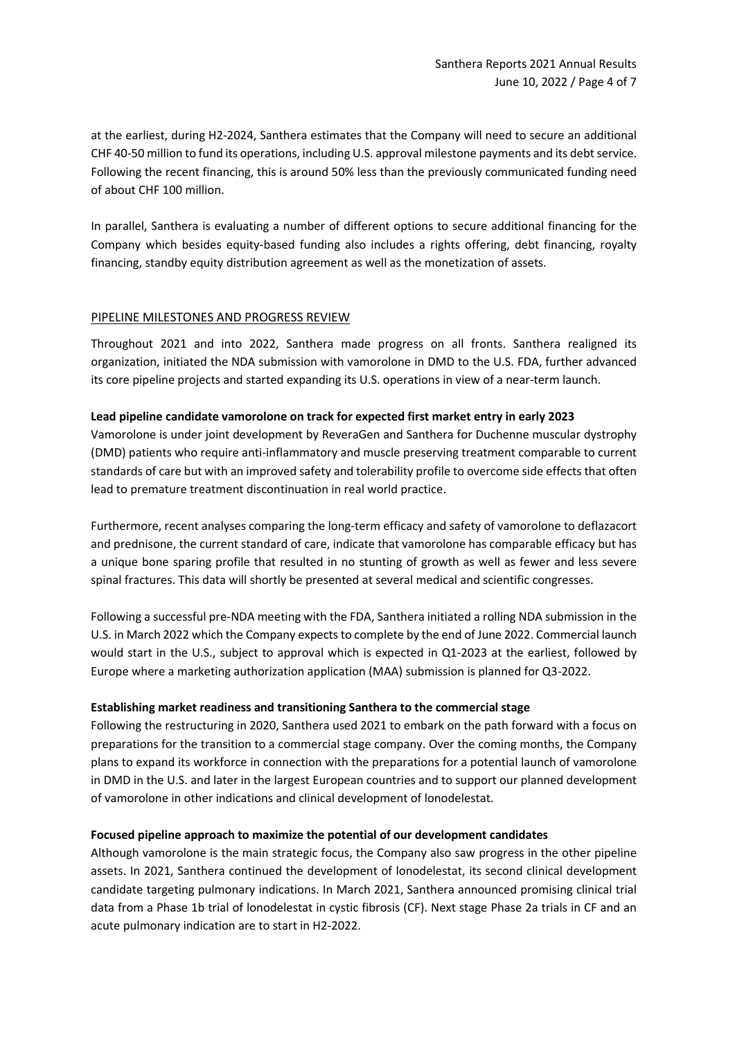at the earliest, during H2-2024, Santhera estimates that the Company will need to secure an additional CHF 40-50 million to fund its operations, including U.S. approval milestone payments and its debt service. Following the recent financing, this is around 50% less than the previously communicated funding need of about CHF 100 million.

In parallel, Santhera is evaluating a number of different options to secure additional financing for the Company which besides equity-based funding also includes a rights offering, debt financing, royalty financing, standby equity distribution agreement as well as the monetization of assets.

## PIPELINE MILESTONES AND PROGRESS REVIEW

Throughout 2021 and into 2022, Santhera made progress on all fronts. Santhera realigned its organization, initiated the NDA submission with vamorolone in DMD to the U.S. FDA, further advanced its core pipeline projects and started expanding its U.S. operations in view of a near-term launch.

**Lead pipeline candidate vamorolone on track for expected first market entry in early 2023**

Vamorolone is under joint development by ReveraGen and Santhera for Duchenne muscular dystrophy (DMD) patients who require anti-inflammatory and muscle preserving treatment comparable to current standards of care but with an improved safety and tolerability profile to overcome side effects that often lead to premature treatment discontinuation in real world practice.

Furthermore, recent analyses comparing the long-term efficacy and safety of vamorolone to deflazacort and prednisone, the current standard of care, indicate that vamorolone has comparable efficacy but has a unique bone sparing profile that resulted in no stunting of growth as well as fewer and less severe spinal fractures. This data will shortly be presented at several medical and scientific congresses.

Following a successful pre-NDA meeting with the FDA, Santhera initiated a rolling NDA submission in the U.S. in March 2022 which the Company expects to complete by the end of June 2022. Commercial launch would start in the U.S., subject to approval which is expected in Q1-2023 at the earliest, followed by Europe where a marketing authorization application (MAA) submission is planned for Q3-2022.

**Establishing market readiness and transitioning Santhera to the commercial stage**

Following the restructuring in 2020, Santhera used 2021 to embark on the path forward with a focus on preparations for the transition to a commercial stage company. Over the coming months, the Company plans to expand its workforce in connection with the preparations for a potential launch of vamorolone in DMD in the U.S. and later in the largest European countries and to support our planned development of vamorolone in other indications and clinical development of lonodelestat.

**Focused pipeline approach to maximize the potential of our development candidates**

Although vamorolone is the main strategic focus, the Company also saw progress in the other pipeline assets. In 2021, Santhera continued the development of lonodelestat, its second clinical development candidate targeting pulmonary indications. In March 2021, Santhera announced promising clinical trial data from a Phase 1b trial of lonodelestat in cystic fibrosis (CF). Next stage Phase 2a trials in CF and an acute pulmonary indication are to start in H2-2022.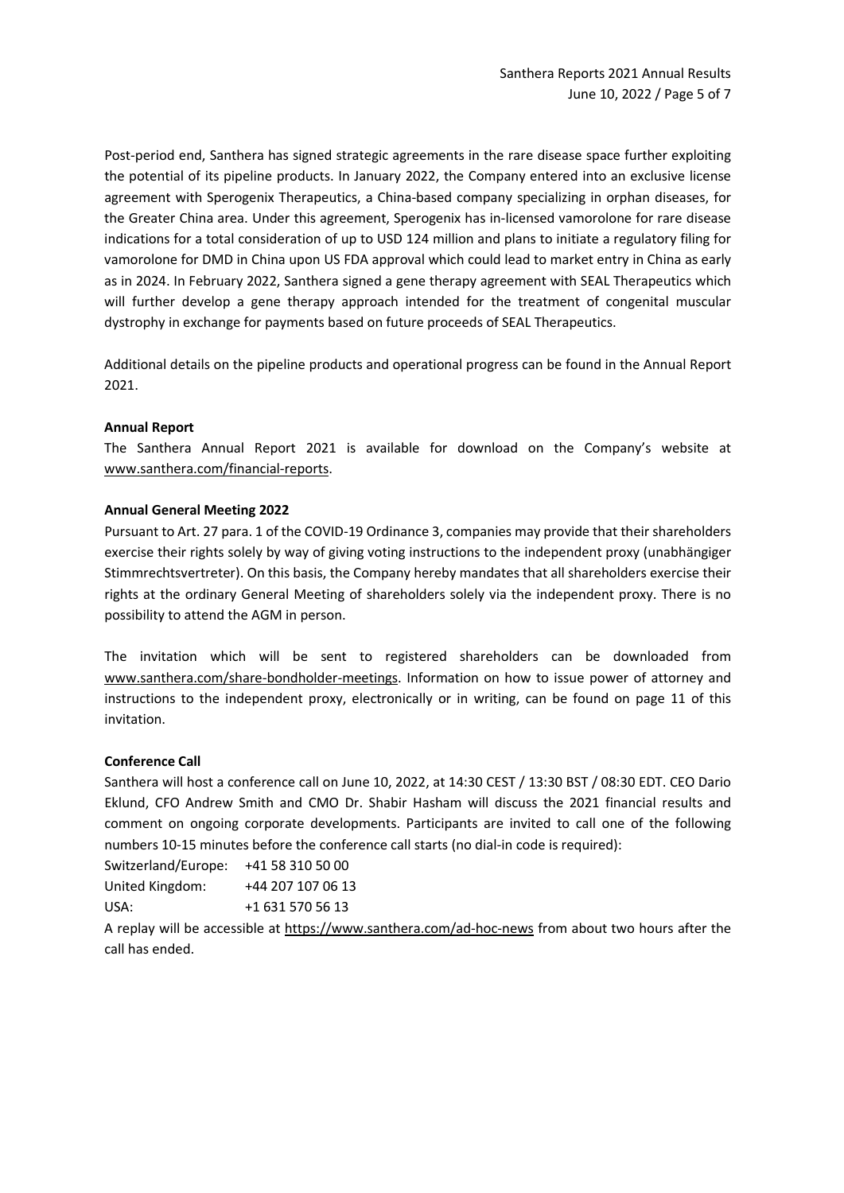Post-period end, Santhera has signed strategic agreements in the rare disease space further exploiting the potential of its pipeline products. In January 2022, the Company entered into an exclusive license agreement with Sperogenix Therapeutics, a China-based company specializing in orphan diseases, for the Greater China area. Under this agreement, Sperogenix has in-licensed vamorolone for rare disease indications for a total consideration of up to USD 124 million and plans to initiate a regulatory filing for vamorolone for DMD in China upon US FDA approval which could lead to market entry in China as early as in 2024. In February 2022, Santhera signed a gene therapy agreement with SEAL Therapeutics which will further develop a gene therapy approach intended for the treatment of congenital muscular dystrophy in exchange for payments based on future proceeds of SEAL Therapeutics.

Additional details on the pipeline products and operational progress can be found in the Annual Report 2021.

**Annual Report**

The Santhera Annual Report 2021 is available for download on the Company's website at www.santhera.com/financial-reports.

**Annual General Meeting 2022**

Pursuant to Art. 27 para. 1 of the COVID-19 Ordinance 3, companies may provide that their shareholders exercise their rights solely by way of giving voting instructions to the independent proxy (unabhängiger Stimmrechtsvertreter). On this basis, the Company hereby mandates that all shareholders exercise their rights at the ordinary General Meeting of shareholders solely via the independent proxy. There is no possibility to attend the AGM in person.

The invitation which will be sent to registered shareholders can be downloaded from www.santhera.com/share-bondholder-meetings. Information on how to issue power of attorney and instructions to the independent proxy, electronically or in writing, can be found on page 11 of this invitation.

**Conference Call**

Santhera will host a conference call on June 10, 2022, at 14:30 CEST / 13:30 BST / 08:30 EDT. CEO Dario Eklund, CFO Andrew Smith and CMO Dr. Shabir Hasham will discuss the 2021 financial results and comment on ongoing corporate developments. Participants are invited to call one of the following numbers 10-15 minutes before the conference call starts (no dial-in code is required):

Switzerland/Europe: +41 58 310 50 00
United Kingdom: +44 207 107 06 13
USA: +1 631 570 56 13

A replay will be accessible at https://www.santhera.com/ad-hoc-news from about two hours after the call has ended.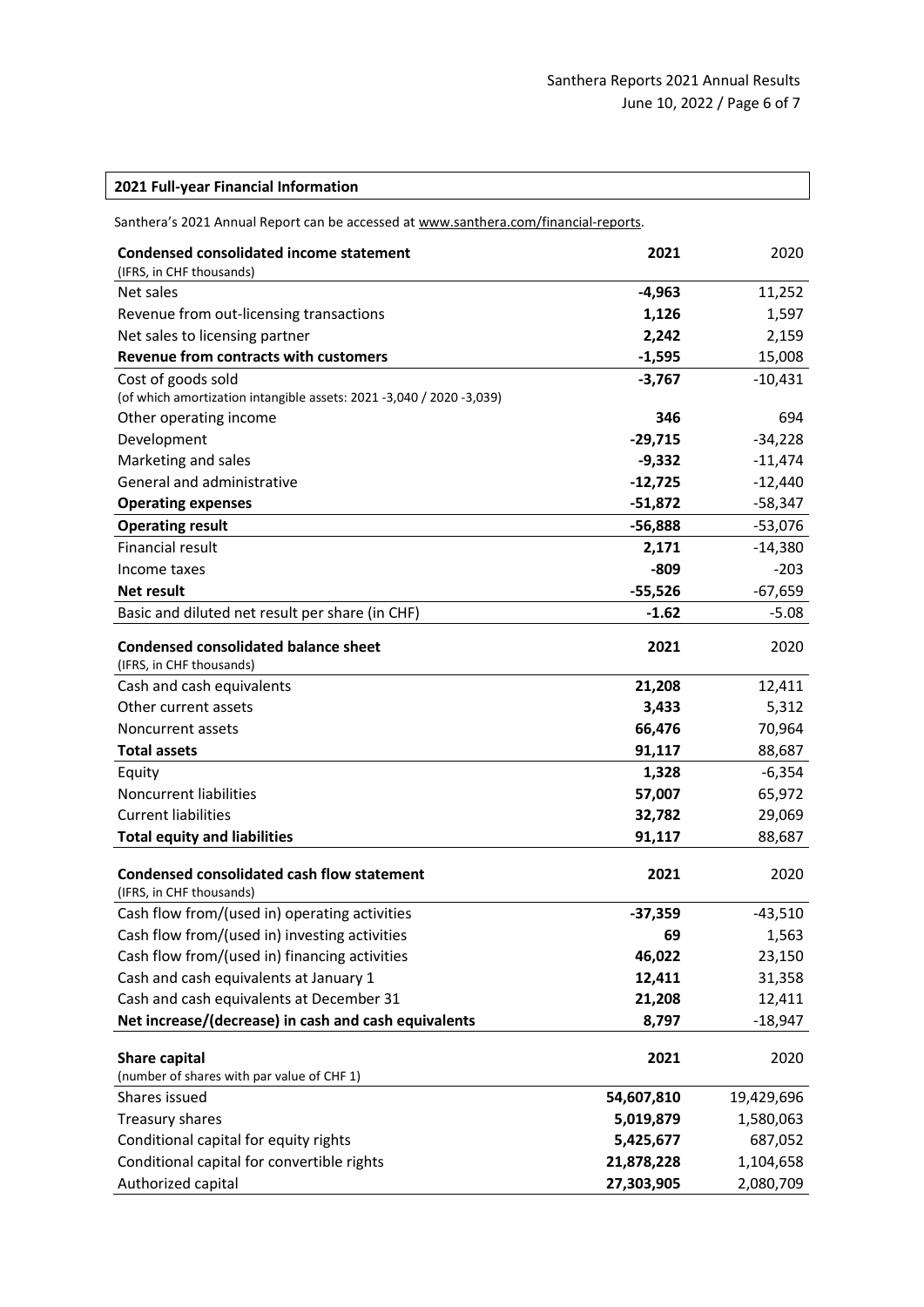## 2021 Full-year Financial Information

Santhera's 2021 Annual Report can be accessed at www.santhera.com/financial-reports.

| **Condensed consolidated income statement** (IFRS, in CHF thousands) | **2021** | 2020 |
|---|---|---|
| Net sales | **-4,963** | 11,252 |
| Revenue from out-licensing transactions | **1,126** | 1,597 |
| Net sales to licensing partner | **2,242** | 2,159 |
| **Revenue from contracts with customers** | **-1,595** | 15,008 |
| Cost of goods sold (of which amortization intangible assets: 2021 -3,040 / 2020 -3,039) | **-3,767** | -10,431 |
| Other operating income | **346** | 694 |
| Development | **-29,715** | -34,228 |
| Marketing and sales | **-9,332** | -11,474 |
| General and administrative | **-12,725** | -12,440 |
| **Operating expenses** | **-51,872** | -58,347 |
| **Operating result** | **-56,888** | -53,076 |
| Financial result | **2,171** | -14,380 |
| Income taxes | **-809** | -203 |
| **Net result** | **-55,526** | -67,659 |
| Basic and diluted net result per share (in CHF) | **-1.62** | -5.08 |

| **Condensed consolidated balance sheet** (IFRS, in CHF thousands) | **2021** | 2020 |
|---|---|---|
| Cash and cash equivalents | **21,208** | 12,411 |
| Other current assets | **3,433** | 5,312 |
| Noncurrent assets | **66,476** | 70,964 |
| **Total assets** | **91,117** | 88,687 |
| Equity | **1,328** | -6,354 |
| Noncurrent liabilities | **57,007** | 65,972 |
| Current liabilities | **32,782** | 29,069 |
| **Total equity and liabilities** | **91,117** | 88,687 |

| **Condensed consolidated cash flow statement** (IFRS, in CHF thousands) | **2021** | 2020 |
|---|---|---|
| Cash flow from/(used in) operating activities | **-37,359** | -43,510 |
| Cash flow from/(used in) investing activities | **69** | 1,563 |
| Cash flow from/(used in) financing activities | **46,022** | 23,150 |
| Cash and cash equivalents at January 1 | **12,411** | 31,358 |
| Cash and cash equivalents at December 31 | **21,208** | 12,411 |
| **Net increase/(decrease) in cash and cash equivalents** | **8,797** | -18,947 |

| **Share capital** (number of shares with par value of CHF 1) | **2021** | 2020 |
|---|---|---|
| Shares issued | **54,607,810** | 19,429,696 |
| Treasury shares | **5,019,879** | 1,580,063 |
| Conditional capital for equity rights | **5,425,677** | 687,052 |
| Conditional capital for convertible rights | **21,878,228** | 1,104,658 |
| Authorized capital | **27,303,905** | 2,080,709 |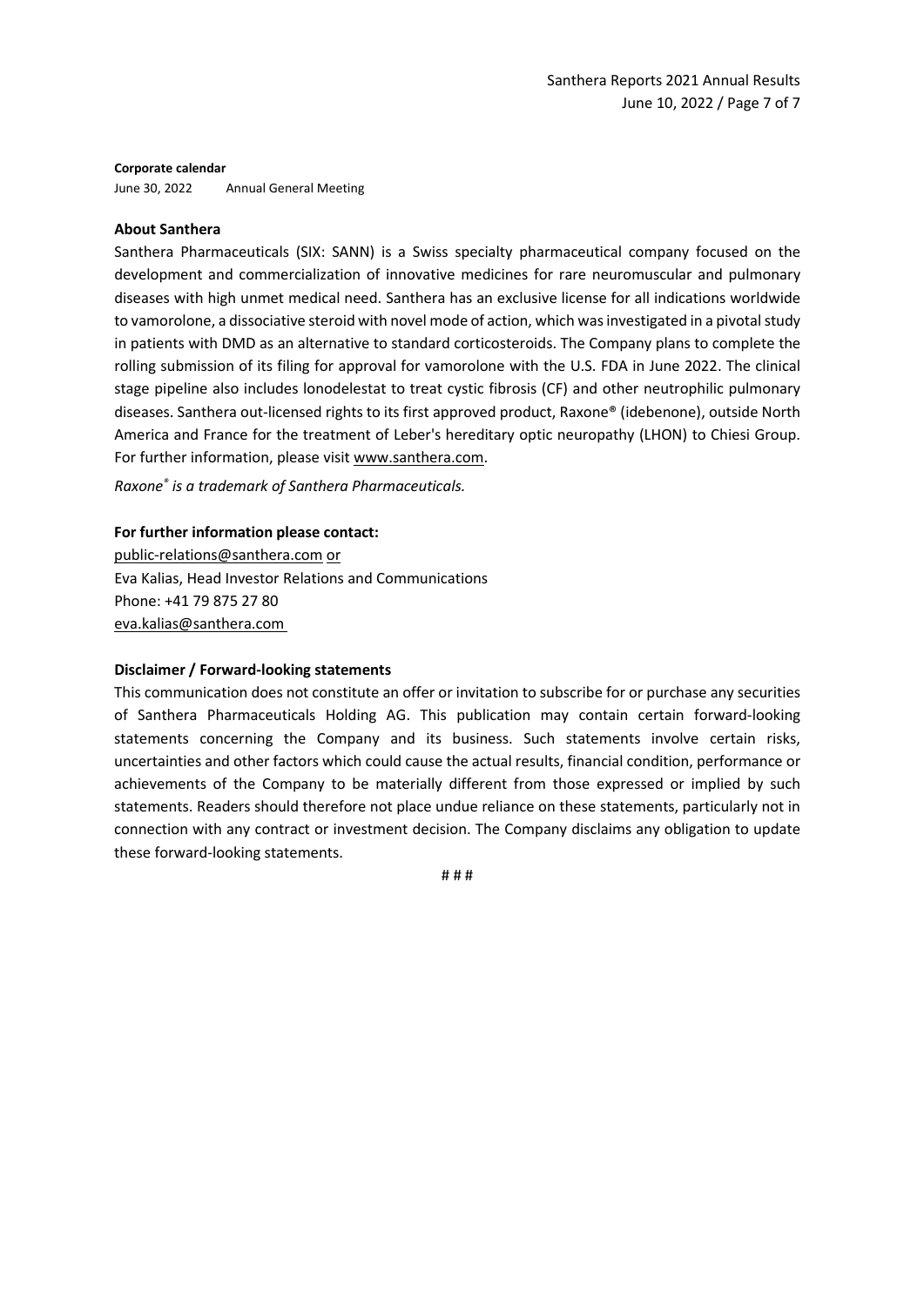**Corporate calendar**

June 30, 2022 Annual General Meeting

**About Santhera**

Santhera Pharmaceuticals (SIX: SANN) is a Swiss specialty pharmaceutical company focused on the development and commercialization of innovative medicines for rare neuromuscular and pulmonary diseases with high unmet medical need. Santhera has an exclusive license for all indications worldwide to vamorolone, a dissociative steroid with novel mode of action, which was investigated in a pivotal study in patients with DMD as an alternative to standard corticosteroids. The Company plans to complete the rolling submission of its filing for approval for vamorolone with the U.S. FDA in June 2022. The clinical stage pipeline also includes lonodelestat to treat cystic fibrosis (CF) and other neutrophilic pulmonary diseases. Santhera out-licensed rights to its first approved product, Raxone® (idebenone), outside North America and France for the treatment of Leber's hereditary optic neuropathy (LHON) to Chiesi Group. For further information, please visit www.santhera.com.

*Raxone® is a trademark of Santhera Pharmaceuticals.*

**For further information please contact:**

public-relations@santhera.com or
Eva Kalias, Head Investor Relations and Communications
Phone: +41 79 875 27 80
eva.kalias@santhera.com

**Disclaimer / Forward-looking statements**

This communication does not constitute an offer or invitation to subscribe for or purchase any securities of Santhera Pharmaceuticals Holding AG. This publication may contain certain forward-looking statements concerning the Company and its business. Such statements involve certain risks, uncertainties and other factors which could cause the actual results, financial condition, performance or achievements of the Company to be materially different from those expressed or implied by such statements. Readers should therefore not place undue reliance on these statements, particularly not in connection with any contract or investment decision. The Company disclaims any obligation to update these forward-looking statements.

# # #